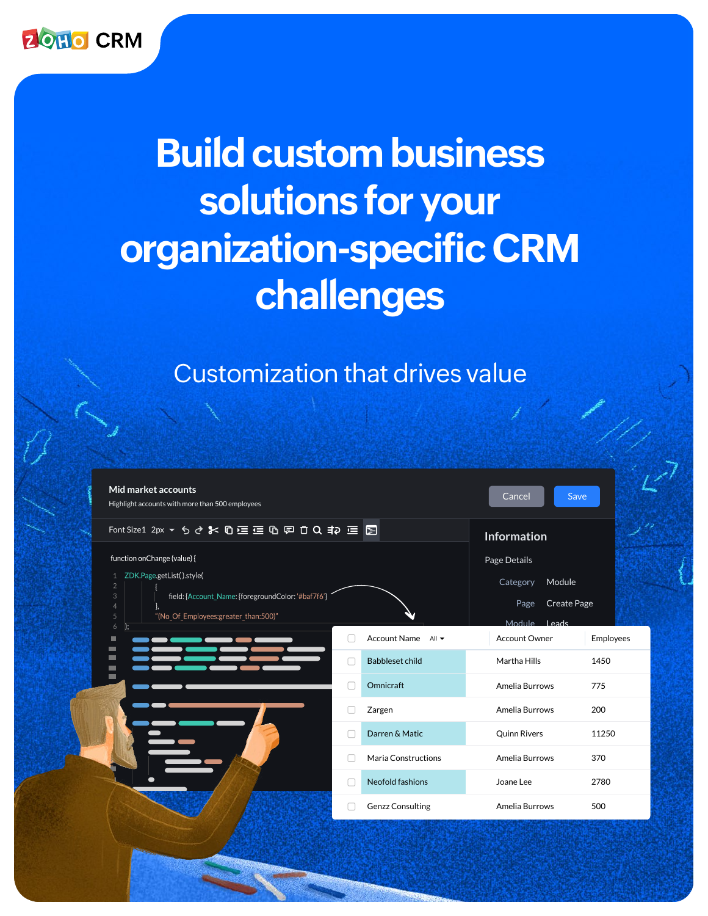ZOHO CRM

# Build custom business solutions for your organization-specific CRM challenges

## Customization that drives value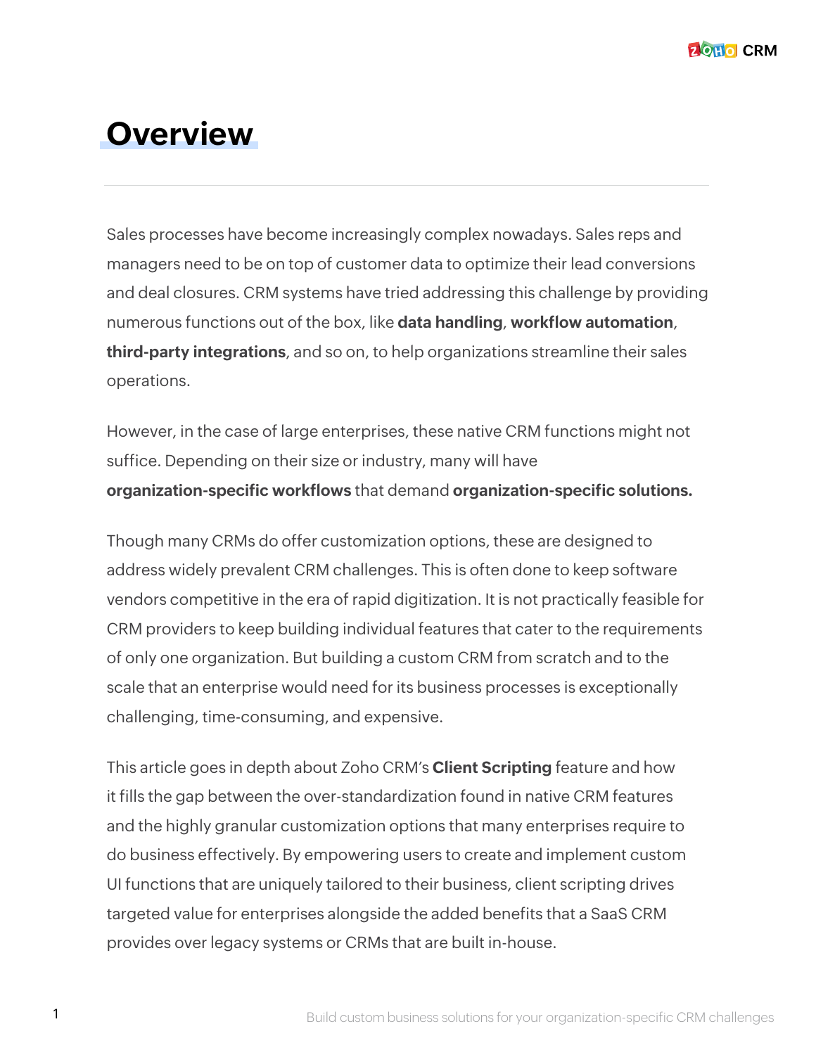# Overview

Sales processes have become increasingly complex nowadays. Sales reps and managers need to be on top of customer data to optimize their lead conversions and deal closures. CRM systems have tried addressing this challenge by providing numerous functions out of the box, like **data handling**, **workflow automation**, **third-party integrations**, and so on, to help organizations streamline their sales operations.

However, in the case of large enterprises, these native CRM functions might not suffice. Depending on their size or industry, many will have **organization-specific workflows** that demand **organization-specific solutions.**

Though many CRMs do offer customization options, these are designed to address widely prevalent CRM challenges. This is often done to keep software vendors competitive in the era of rapid digitization. It is not practically feasible for CRM providers to keep building individual features that cater to the requirements of only one organization. But building a custom CRM from scratch and to the scale that an enterprise would need for its business processes is exceptionally challenging, time-consuming, and expensive.

This article goes in depth about Zoho CRM's **Client Scripting** feature and how it fills the gap between the over-standardization found in native CRM features and the highly granular customization options that many enterprises require to do business effectively. By empowering users to create and implement custom UI functions that are uniquely tailored to their business, client scripting drives targeted value for enterprises alongside the added benefits that a SaaS CRM provides over legacy systems or CRMs that are built in-house.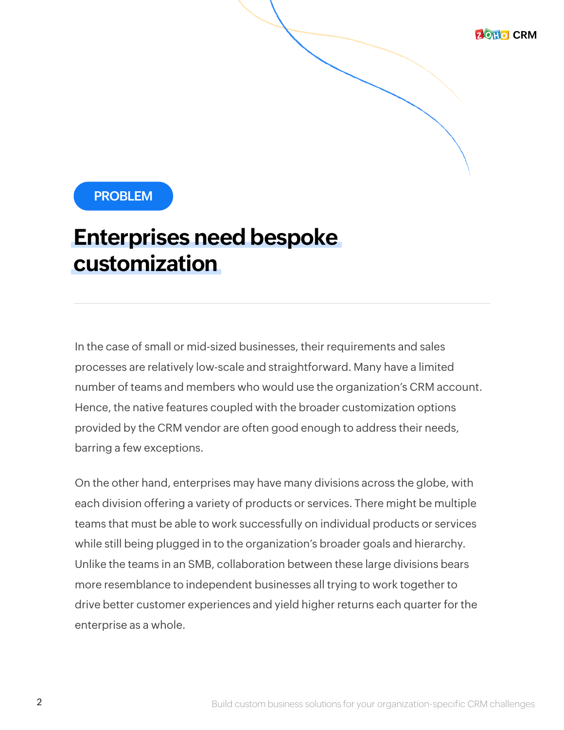PROBLEM

# Enterprises need bespoke customization

In the case of small or mid-sized businesses, their requirements and sales processes are relatively low-scale and straightforward. Many have a limited number of teams and members who would use the organization's CRM account. Hence, the native features coupled with the broader customization options provided by the CRM vendor are often good enough to address their needs, barring a few exceptions.

On the other hand, enterprises may have many divisions across the globe, with each division offering a variety of products or services. There might be multiple teams that must be able to work successfully on individual products or services while still being plugged in to the organization's broader goals and hierarchy. Unlike the teams in an SMB, collaboration between these large divisions bears more resemblance to independent businesses all trying to work together to drive better customer experiences and yield higher returns each quarter for the enterprise as a whole.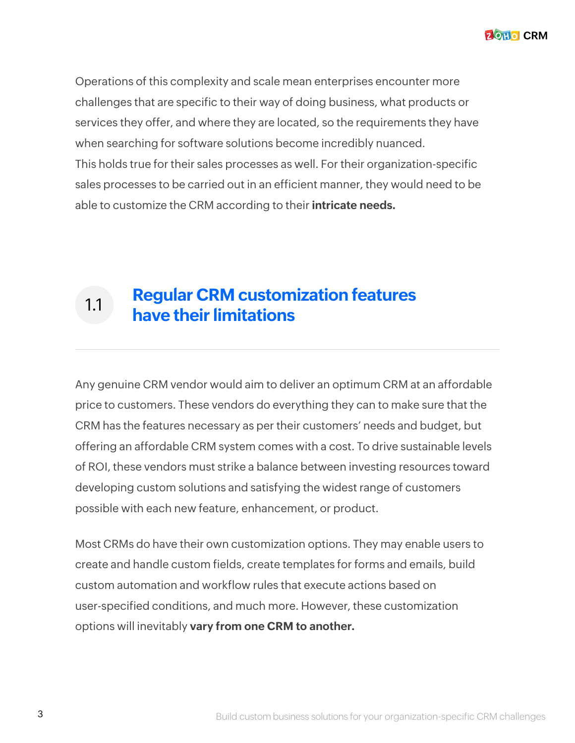Operations of this complexity and scale mean enterprises encounter more challenges that are specific to their way of doing business, what products or services they offer, and where they are located, so the requirements they have when searching for software solutions become incredibly nuanced.
This holds true for their sales processes as well. For their organization-specific sales processes to be carried out in an efficient manner, they would need to be able to customize the CRM according to their **intricate needs.**

## 1.1 Regular CRM customization features have their limitations

Any genuine CRM vendor would aim to deliver an optimum CRM at an affordable price to customers. These vendors do everything they can to make sure that the CRM has the features necessary as per their customers' needs and budget, but offering an affordable CRM system comes with a cost. To drive sustainable levels of ROI, these vendors must strike a balance between investing resources toward developing custom solutions and satisfying the widest range of customers possible with each new feature, enhancement, or product.

Most CRMs do have their own customization options. They may enable users to create and handle custom fields, create templates for forms and emails, build custom automation and workflow rules that execute actions based on user-specified conditions, and much more. However, these customization options will inevitably **vary from one CRM to another.**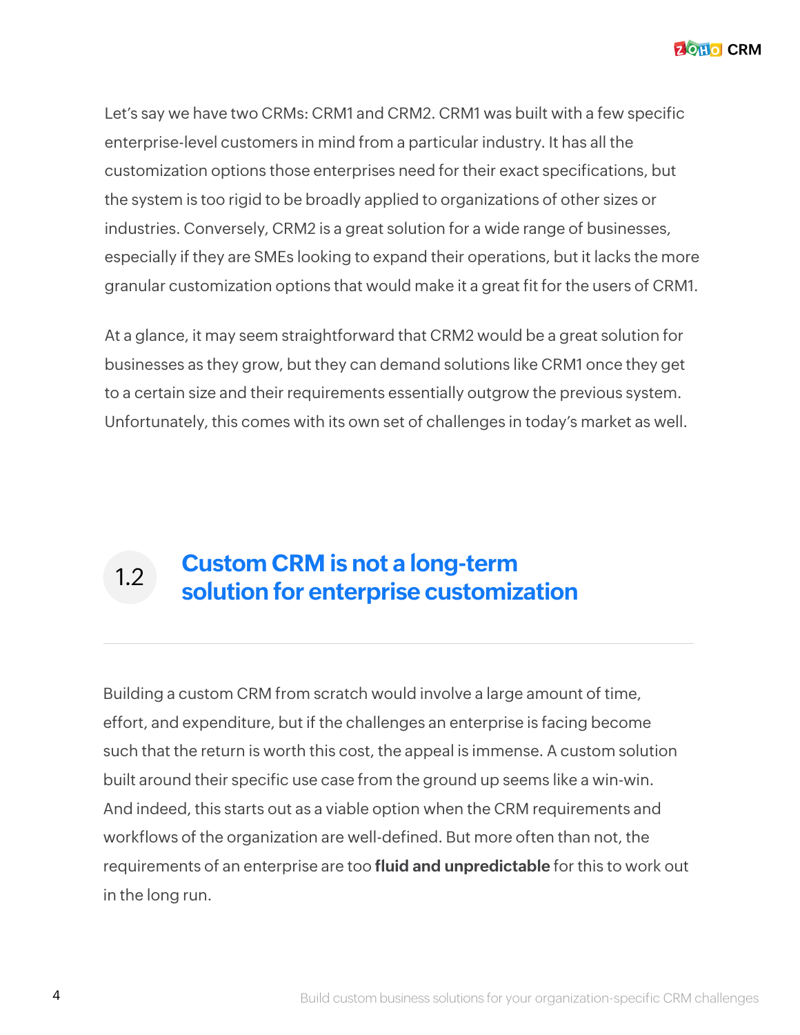Let's say we have two CRMs: CRM1 and CRM2. CRM1 was built with a few specific enterprise-level customers in mind from a particular industry. It has all the customization options those enterprises need for their exact specifications, but the system is too rigid to be broadly applied to organizations of other sizes or industries. Conversely, CRM2 is a great solution for a wide range of businesses, especially if they are SMEs looking to expand their operations, but it lacks the more granular customization options that would make it a great fit for the users of CRM1.

At a glance, it may seem straightforward that CRM2 would be a great solution for businesses as they grow, but they can demand solutions like CRM1 once they get to a certain size and their requirements essentially outgrow the previous system. Unfortunately, this comes with its own set of challenges in today's market as well.

## 1.2 Custom CRM is not a long-term solution for enterprise customization

Building a custom CRM from scratch would involve a large amount of time, effort, and expenditure, but if the challenges an enterprise is facing become such that the return is worth this cost, the appeal is immense. A custom solution built around their specific use case from the ground up seems like a win-win. And indeed, this starts out as a viable option when the CRM requirements and workflows of the organization are well-defined. But more often than not, the requirements of an enterprise are too **fluid and unpredictable** for this to work out in the long run.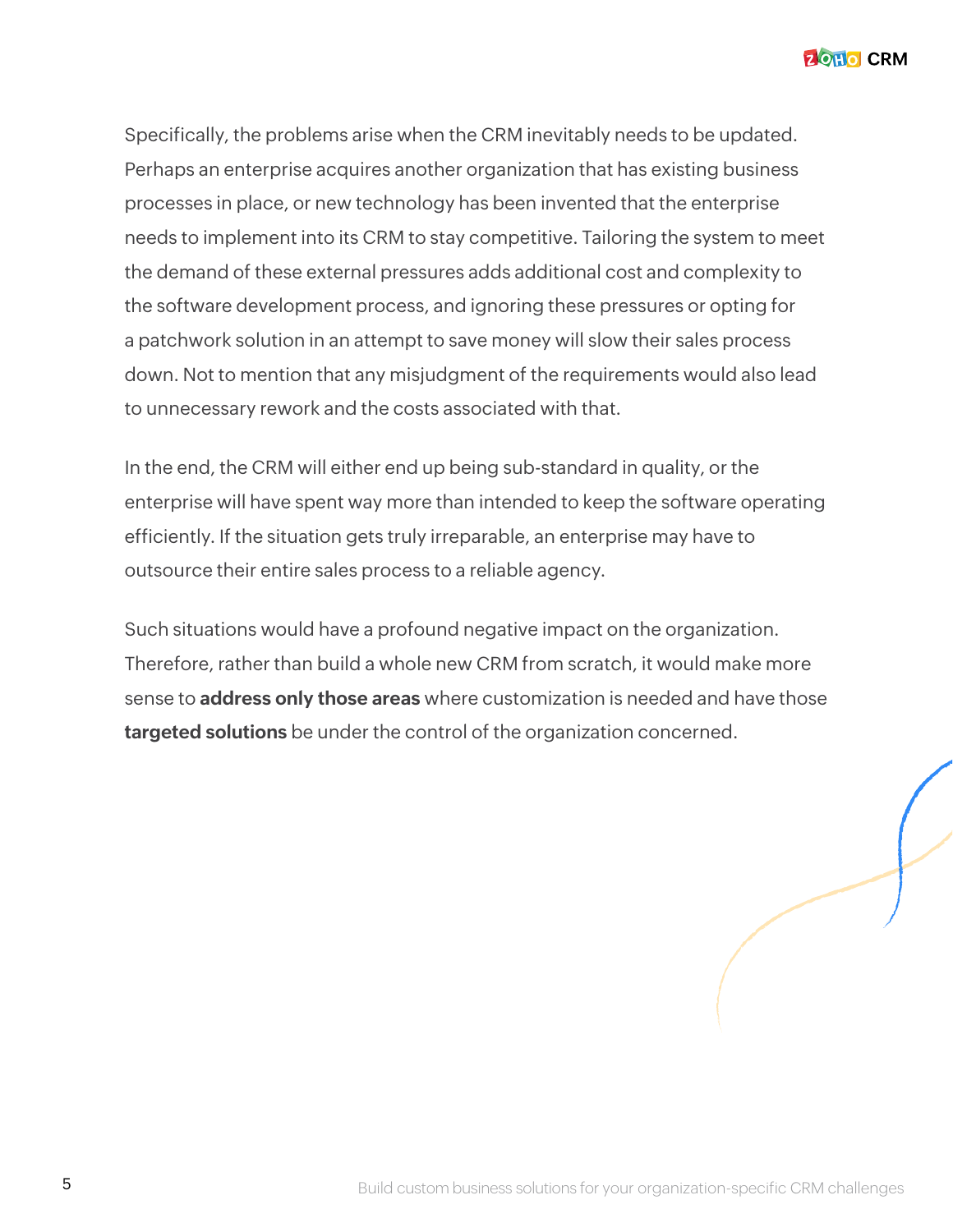Specifically, the problems arise when the CRM inevitably needs to be updated. Perhaps an enterprise acquires another organization that has existing business processes in place, or new technology has been invented that the enterprise needs to implement into its CRM to stay competitive. Tailoring the system to meet the demand of these external pressures adds additional cost and complexity to the software development process, and ignoring these pressures or opting for a patchwork solution in an attempt to save money will slow their sales process down. Not to mention that any misjudgment of the requirements would also lead to unnecessary rework and the costs associated with that.

In the end, the CRM will either end up being sub-standard in quality, or the enterprise will have spent way more than intended to keep the software operating efficiently. If the situation gets truly irreparable, an enterprise may have to outsource their entire sales process to a reliable agency.

Such situations would have a profound negative impact on the organization. Therefore, rather than build a whole new CRM from scratch, it would make more sense to **address only those areas** where customization is needed and have those **targeted solutions** be under the control of the organization concerned.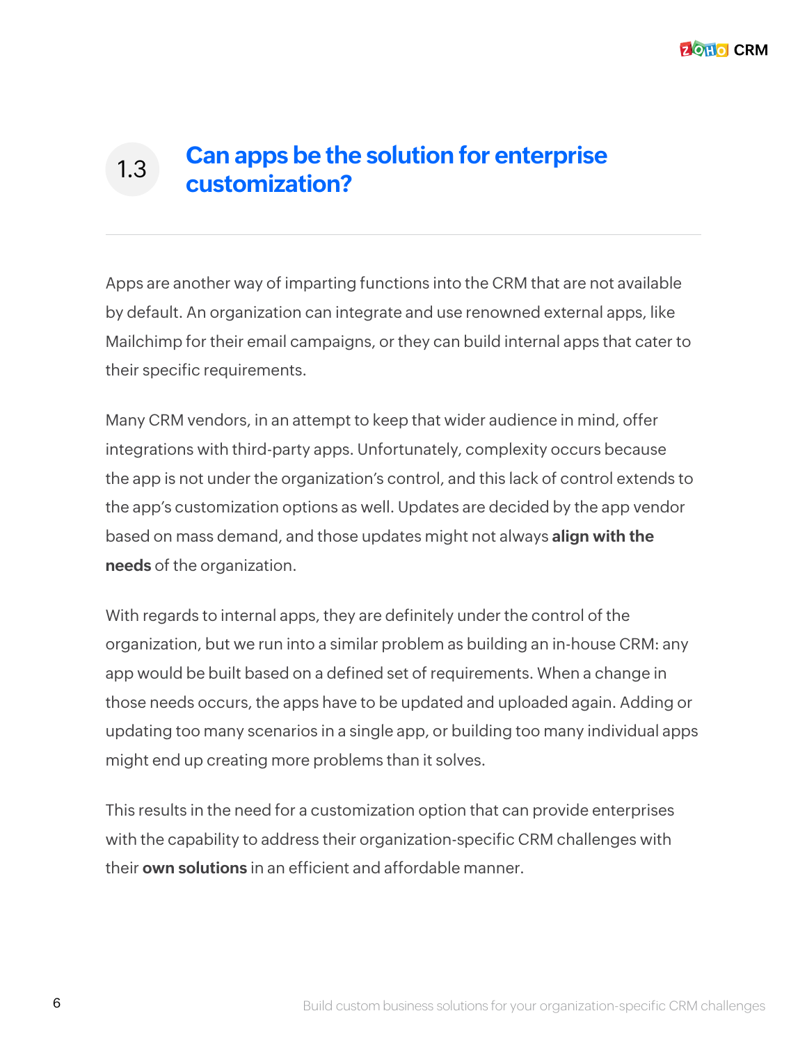## 1.3 Can apps be the solution for enterprise customization?

Apps are another way of imparting functions into the CRM that are not available by default. An organization can integrate and use renowned external apps, like Mailchimp for their email campaigns, or they can build internal apps that cater to their specific requirements.

Many CRM vendors, in an attempt to keep that wider audience in mind, offer integrations with third-party apps. Unfortunately, complexity occurs because the app is not under the organization's control, and this lack of control extends to the app's customization options as well. Updates are decided by the app vendor based on mass demand, and those updates might not always **align with the needs** of the organization.

With regards to internal apps, they are definitely under the control of the organization, but we run into a similar problem as building an in-house CRM: any app would be built based on a defined set of requirements. When a change in those needs occurs, the apps have to be updated and uploaded again. Adding or updating too many scenarios in a single app, or building too many individual apps might end up creating more problems than it solves.

This results in the need for a customization option that can provide enterprises with the capability to address their organization-specific CRM challenges with their **own solutions** in an efficient and affordable manner.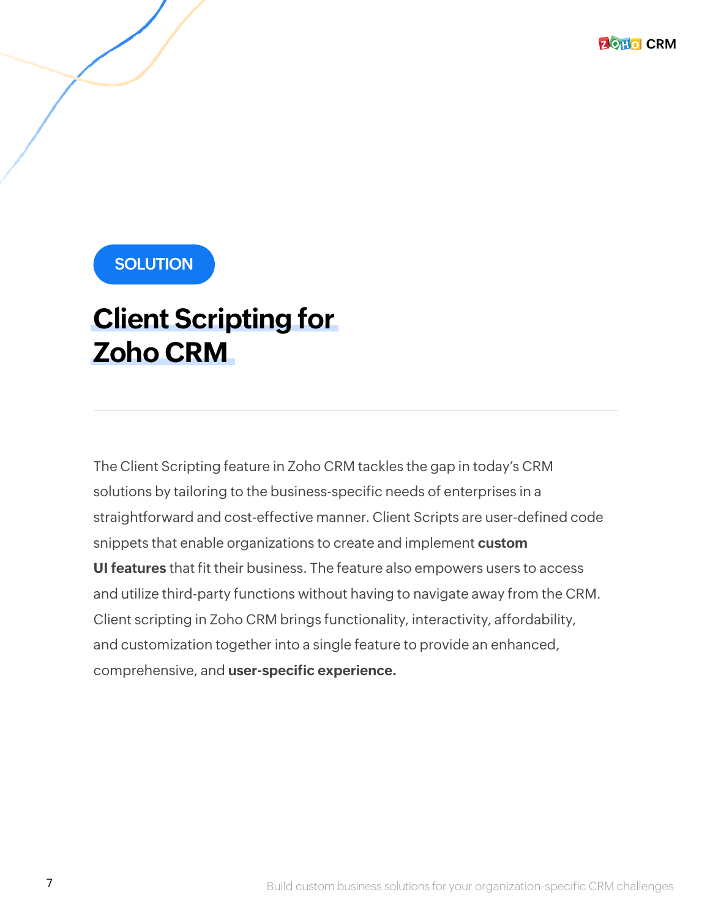SOLUTION

# Client Scripting for Zoho CRM

---

The Client Scripting feature in Zoho CRM tackles the gap in today's CRM solutions by tailoring to the business-specific needs of enterprises in a straightforward and cost-effective manner. Client Scripts are user-defined code snippets that enable organizations to create and implement **custom UI features** that fit their business. The feature also empowers users to access and utilize third-party functions without having to navigate away from the CRM. Client scripting in Zoho CRM brings functionality, interactivity, affordability, and customization together into a single feature to provide an enhanced, comprehensive, and **user-specific experience.**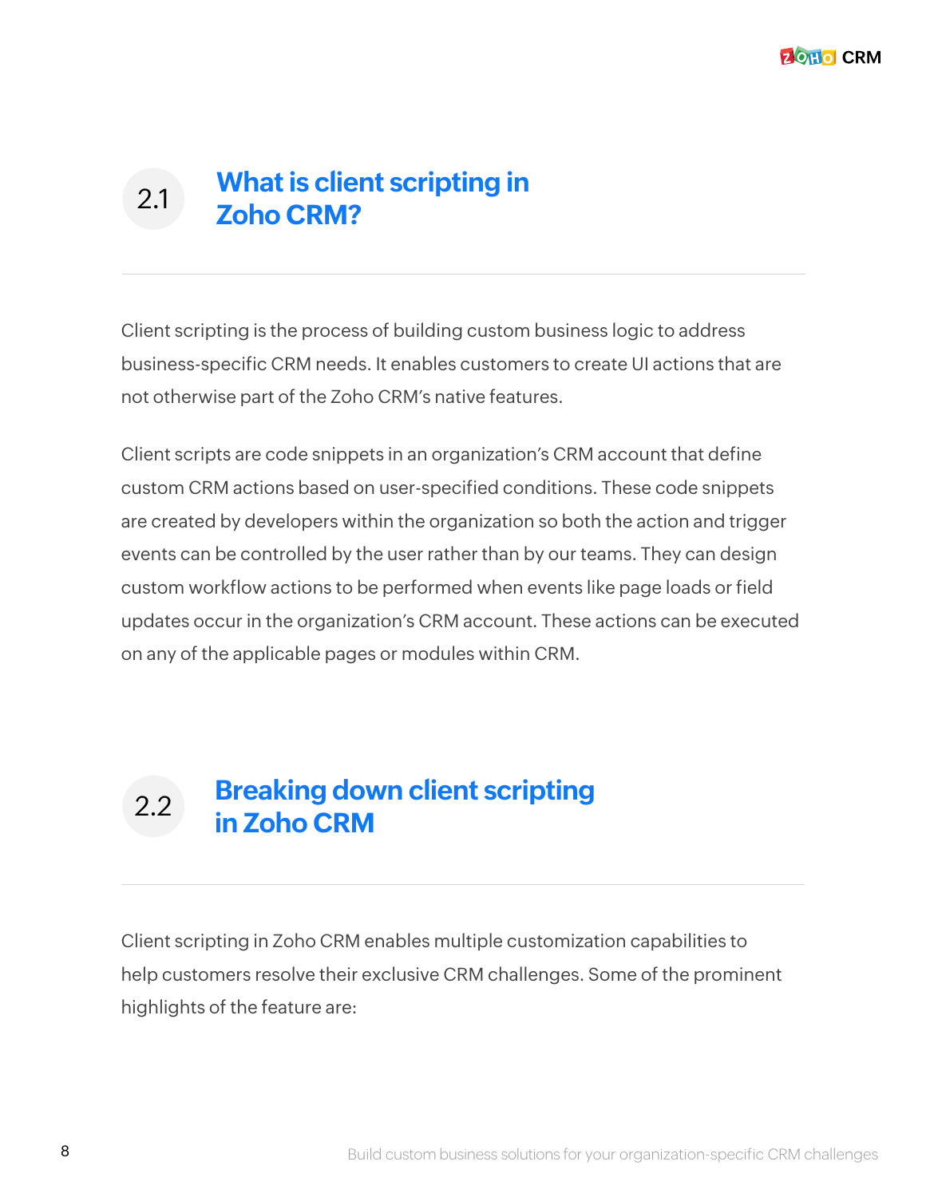## 2.1 What is client scripting in Zoho CRM?

Client scripting is the process of building custom business logic to address business-specific CRM needs. It enables customers to create UI actions that are not otherwise part of the Zoho CRM's native features.

Client scripts are code snippets in an organization's CRM account that define custom CRM actions based on user-specified conditions. These code snippets are created by developers within the organization so both the action and trigger events can be controlled by the user rather than by our teams. They can design custom workflow actions to be performed when events like page loads or field updates occur in the organization's CRM account. These actions can be executed on any of the applicable pages or modules within CRM.

## 2.2 Breaking down client scripting in Zoho CRM

Client scripting in Zoho CRM enables multiple customization capabilities to help customers resolve their exclusive CRM challenges. Some of the prominent highlights of the feature are: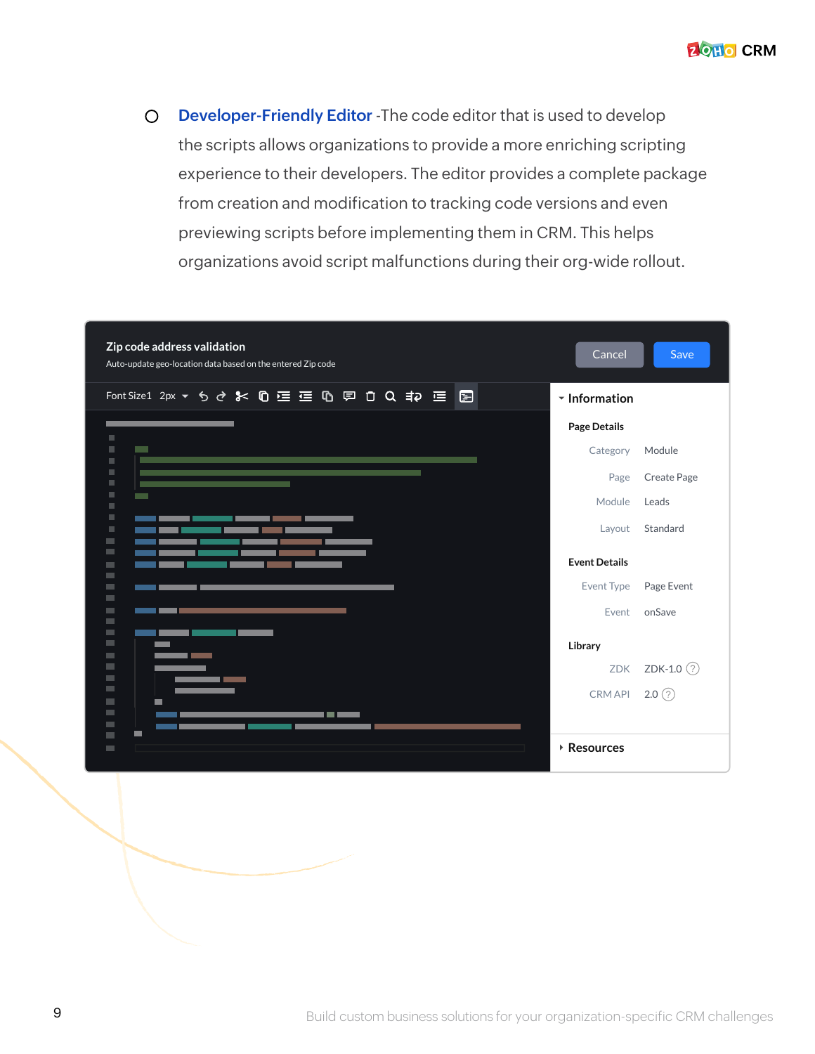- **Developer-Friendly Editor** -The code editor that is used to develop the scripts allows organizations to provide a more enriching scripting experience to their developers. The editor provides a complete package from creation and modification to tracking code versions and even previewing scripts before implementing them in CRM. This helps organizations avoid script malfunctions during their org-wide rollout.

**Zip code address validation**

Auto-update geo-location data based on the entered Zip code

Cancel | Save

Font Size1 2px

**Information**

**Page Details**

| | |
|---|---|
| Category | Module |
| Page | Create Page |
| Module | Leads |
| Layout | Standard |

**Event Details**

| | |
|---|---|
| Event Type | Page Event |
| Event | onSave |

**Library**

| | |
|---|---|
| ZDK | ZDK-1.0 |
| CRM API | 2.0 |

**Resources**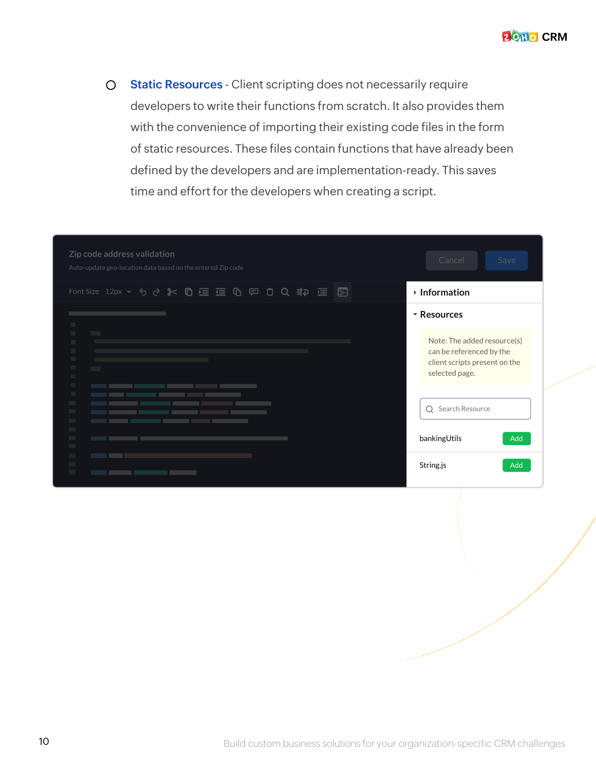- **Static Resources** - Client scripting does not necessarily require developers to write their functions from scratch. It also provides them with the convenience of importing their existing code files in the form of static resources. These files contain functions that have already been defined by the developers and are implementation-ready. This saves time and effort for the developers when creating a script.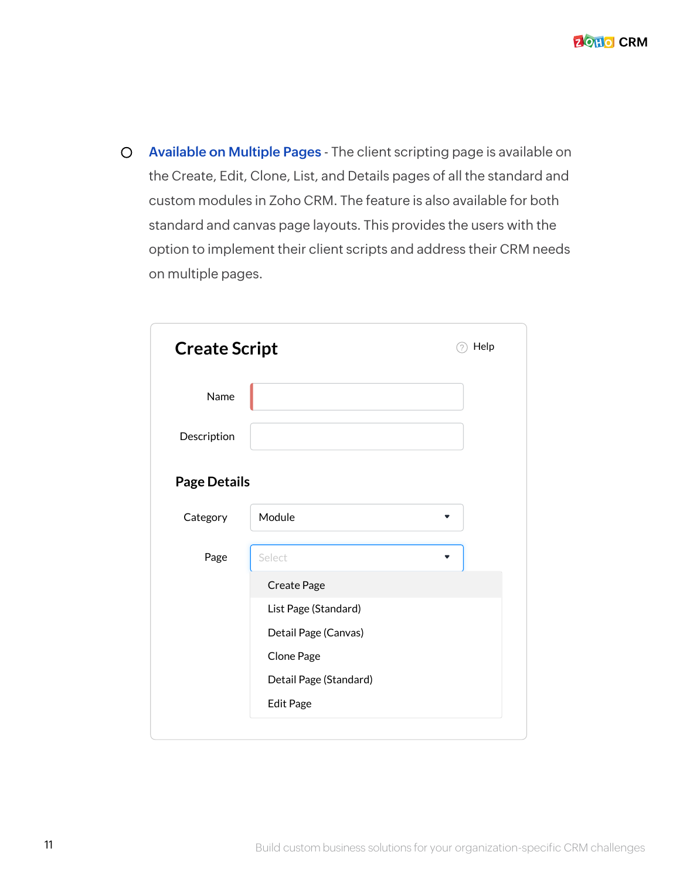- **Available on Multiple Pages** - The client scripting page is available on the Create, Edit, Clone, List, and Details pages of all the standard and custom modules in Zoho CRM. The feature is also available for both standard and canvas page layouts. This provides the users with the option to implement their client scripts and address their CRM needs on multiple pages.

**Create Script** Help

Name

Description

**Page Details**

Category: Module

Page: Select

- Create Page
- List Page (Standard)
- Detail Page (Canvas)
- Clone Page
- Detail Page (Standard)
- Edit Page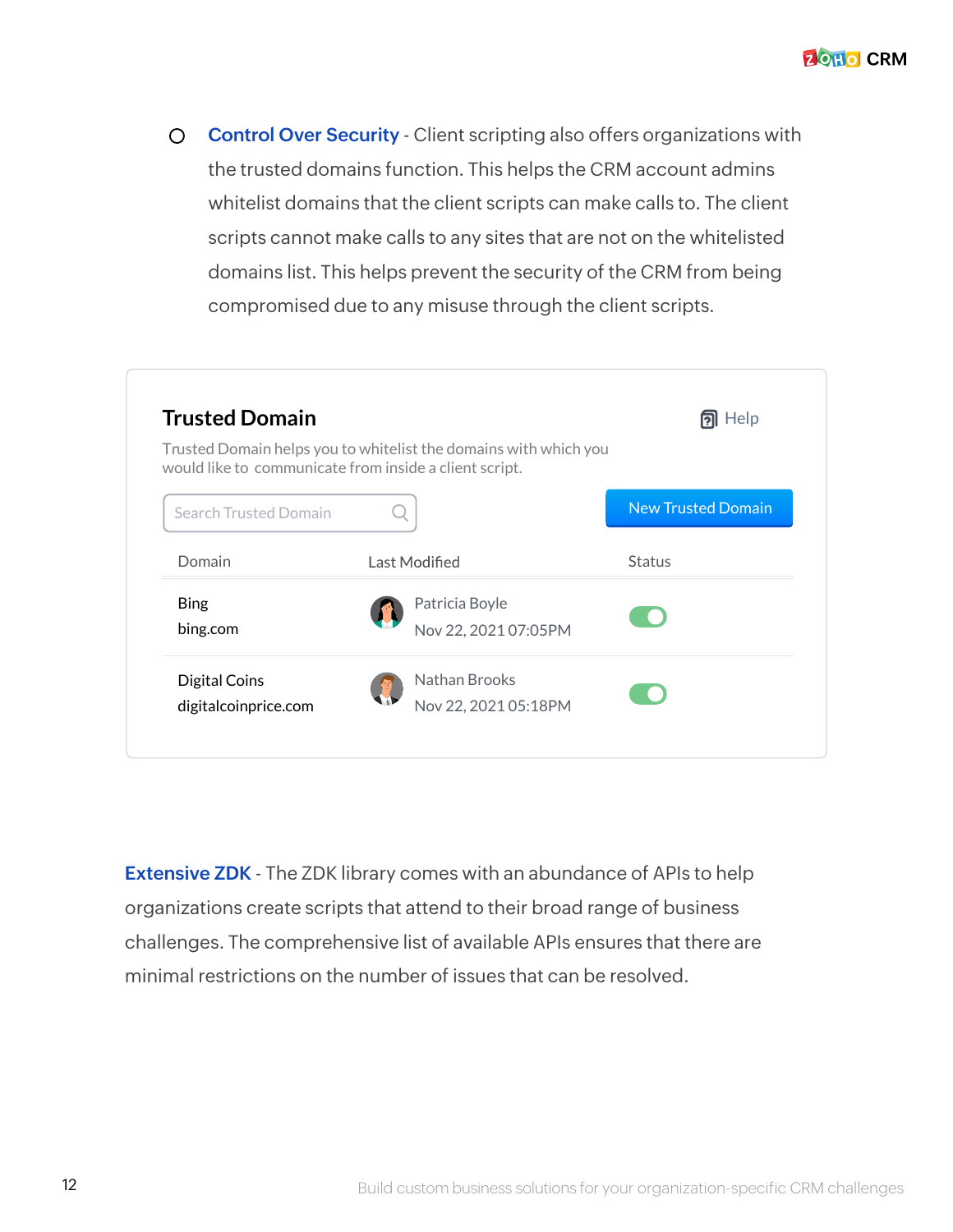- **Control Over Security** - Client scripting also offers organizations with the trusted domains function. This helps the CRM account admins whitelist domains that the client scripts can make calls to. The client scripts cannot make calls to any sites that are not on the whitelisted domains list. This helps prevent the security of the CRM from being compromised due to any misuse through the client scripts.

### Trusted Domain

Help

Trusted Domain helps you to whitelist the domains with which you would like to communicate from inside a client script.

Search Trusted Domain

New Trusted Domain

| Domain | Last Modified | Status |
| --- | --- | --- |
| Bing<br>bing.com | Patricia Boyle<br>Nov 22, 2021 07:05PM | |
| Digital Coins<br>digitalcoinprice.com | Nathan Brooks<br>Nov 22, 2021 05:18PM | |

**Extensive ZDK** - The ZDK library comes with an abundance of APIs to help organizations create scripts that attend to their broad range of business challenges. The comprehensive list of available APIs ensures that there are minimal restrictions on the number of issues that can be resolved.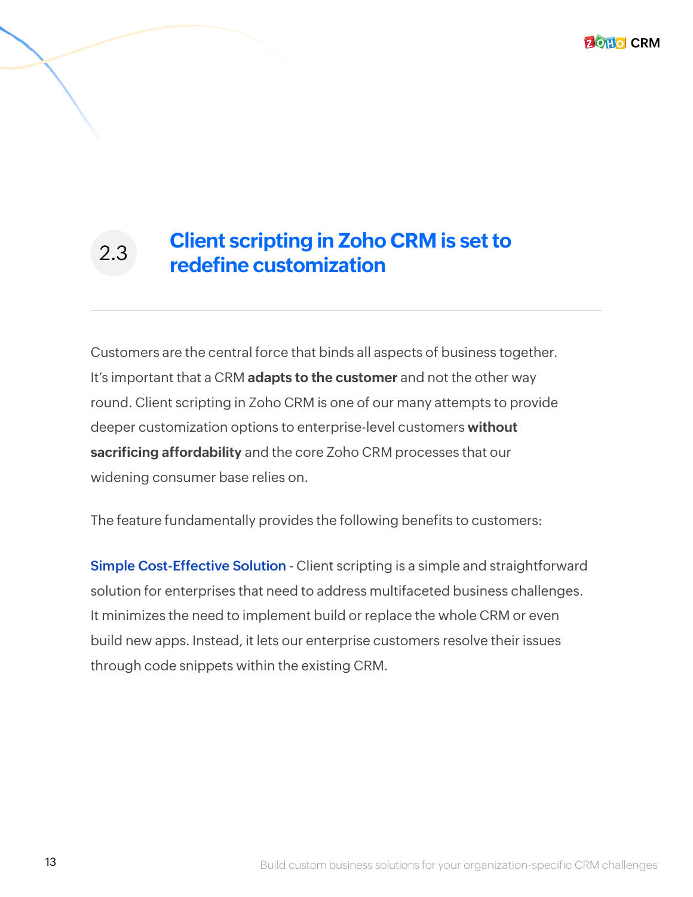## 2.3 Client scripting in Zoho CRM is set to redefine customization

---

Customers are the central force that binds all aspects of business together. It's important that a CRM **adapts to the customer** and not the other way round. Client scripting in Zoho CRM is one of our many attempts to provide deeper customization options to enterprise-level customers **without sacrificing affordability** and the core Zoho CRM processes that our widening consumer base relies on.

The feature fundamentally provides the following benefits to customers:

**Simple Cost-Effective Solution** - Client scripting is a simple and straightforward solution for enterprises that need to address multifaceted business challenges. It minimizes the need to implement build or replace the whole CRM or even build new apps. Instead, it lets our enterprise customers resolve their issues through code snippets within the existing CRM.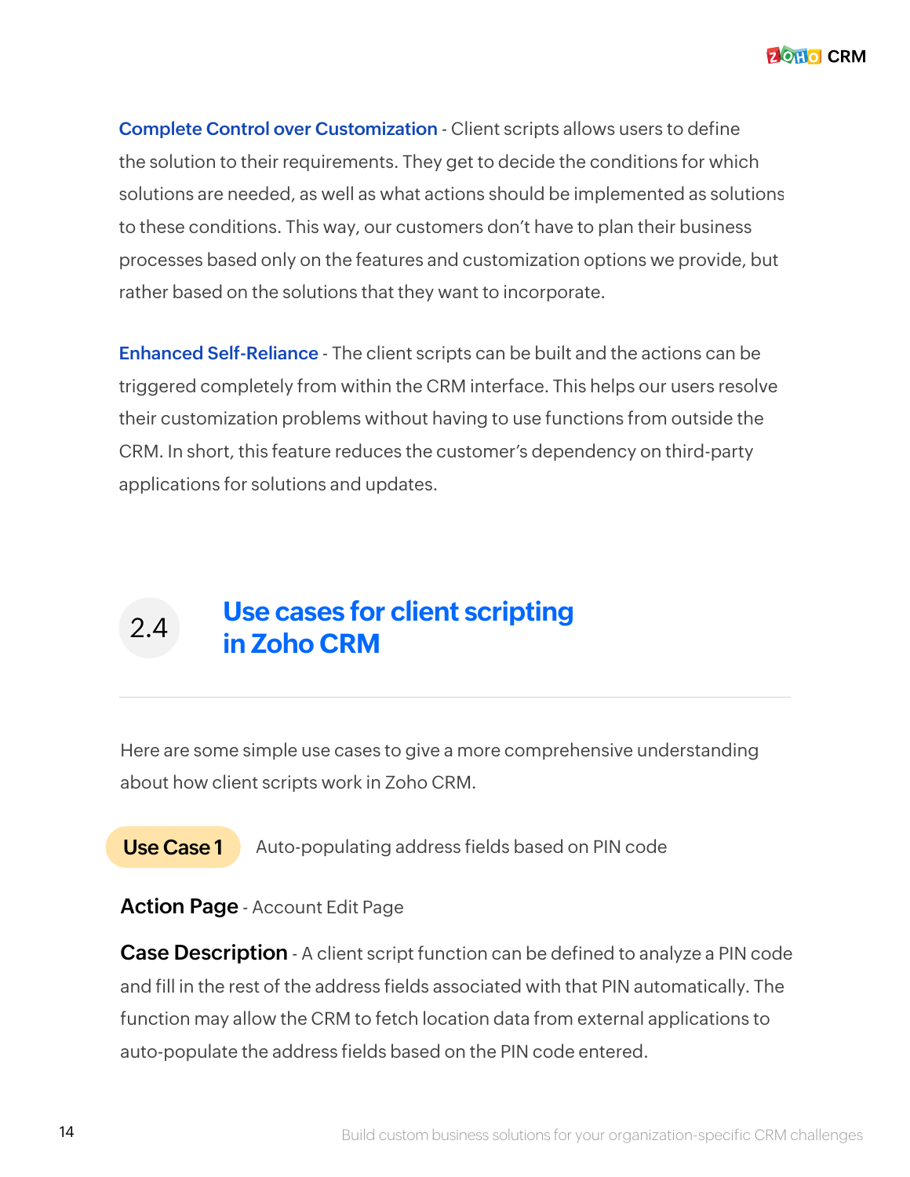**Complete Control over Customization** - Client scripts allows users to define the solution to their requirements. They get to decide the conditions for which solutions are needed, as well as what actions should be implemented as solutions to these conditions. This way, our customers don't have to plan their business processes based only on the features and customization options we provide, but rather based on the solutions that they want to incorporate.

**Enhanced Self-Reliance** - The client scripts can be built and the actions can be triggered completely from within the CRM interface. This helps our users resolve their customization problems without having to use functions from outside the CRM. In short, this feature reduces the customer's dependency on third-party applications for solutions and updates.

## 2.4 Use cases for client scripting in Zoho CRM

Here are some simple use cases to give a more comprehensive understanding about how client scripts work in Zoho CRM.

**Use Case 1** Auto-populating address fields based on PIN code

**Action Page** - Account Edit Page

**Case Description** - A client script function can be defined to analyze a PIN code and fill in the rest of the address fields associated with that PIN automatically. The function may allow the CRM to fetch location data from external applications to auto-populate the address fields based on the PIN code entered.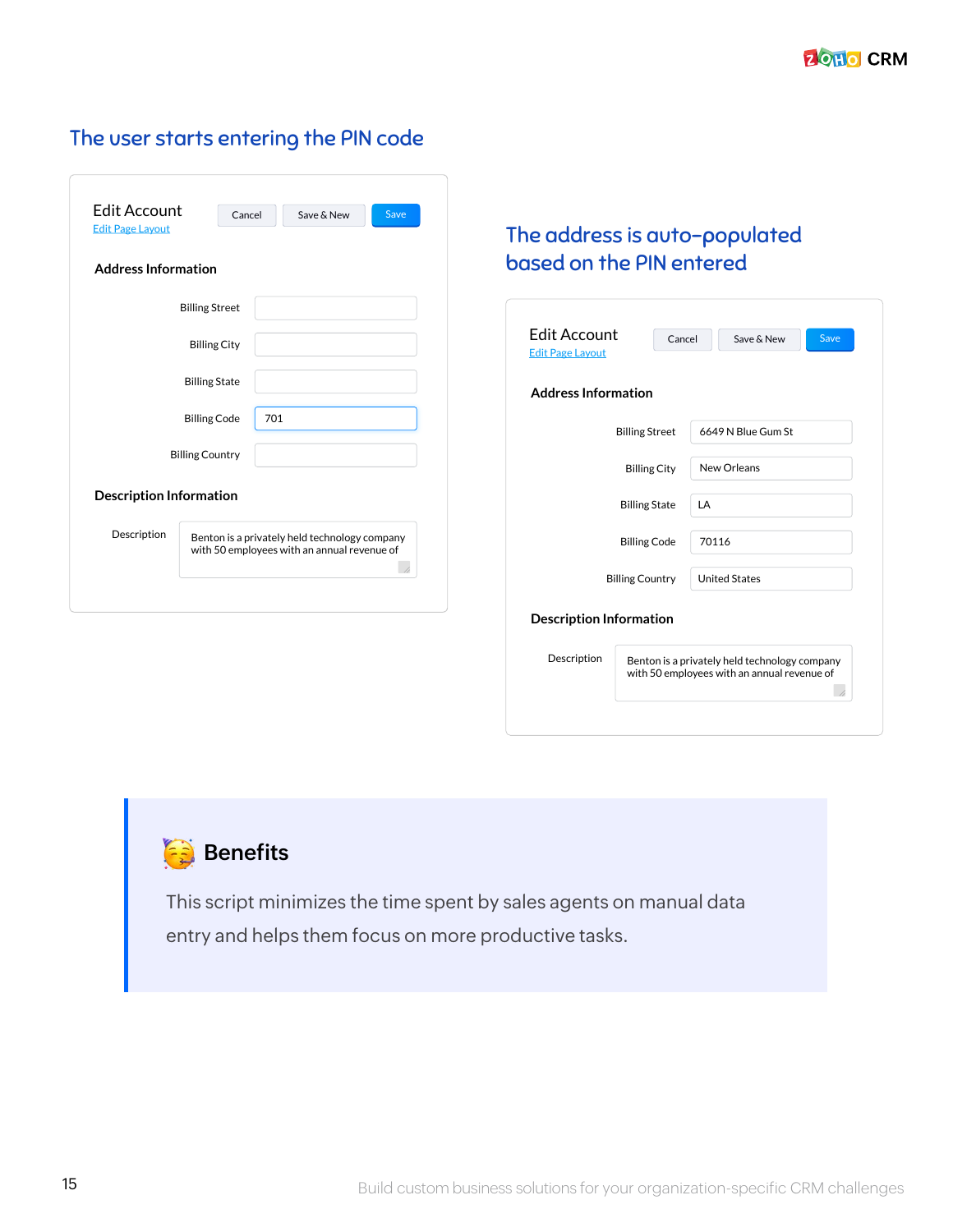## The user starts entering the PIN code

**Edit Account**

Edit Page Layout

Cancel | Save & New | Save

**Address Information**

| | |
|---|---|
| Billing Street | |
| Billing City | |
| Billing State | |
| Billing Code | 701 |
| Billing Country | |

**Description Information**

Description: Benton is a privately held technology company with 50 employees with an annual revenue of

## The address is auto-populated based on the PIN entered

**Edit Account**

Edit Page Layout

Cancel | Save & New | Save

**Address Information**

| | |
|---|---|
| Billing Street | 6649 N Blue Gum St |
| Billing City | New Orleans |
| Billing State | LA |
| Billing Code | 70116 |
| Billing Country | United States |

**Description Information**

Description: Benton is a privately held technology company with 50 employees with an annual revenue of

### 🥳 Benefits

This script minimizes the time spent by sales agents on manual data entry and helps them focus on more productive tasks.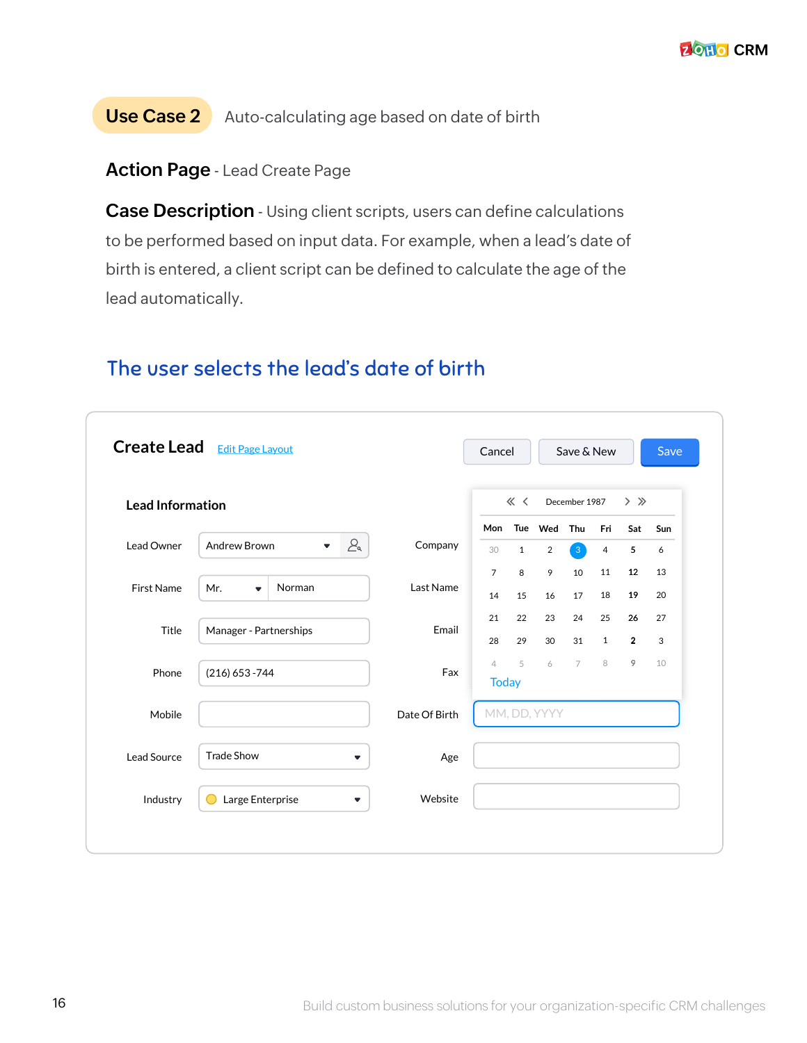**Use Case 2** Auto-calculating age based on date of birth

**Action Page** - Lead Create Page

**Case Description** - Using client scripts, users can define calculations to be performed based on input data. For example, when a lead's date of birth is entered, a client script can be defined to calculate the age of the lead automatically.

## The user selects the lead's date of birth

**Create Lead** Edit Page Layout

Cancel | Save & New | Save

**Lead Information**

| Field | Value | Field | Value |
|---|---|---|---|
| Lead Owner | Andrew Brown | Company | |
| First Name | Mr. Norman | Last Name | |
| Title | Manager - Partnerships | Email | |
| Phone | (216) 653 -744 | Fax | |
| Mobile | | Date Of Birth | MM, DD, YYYY |
| Lead Source | Trade Show | Age | |
| Industry | Large Enterprise | Website | |

December 1987

| Mon | Tue | Wed | Thu | Fri | Sat | Sun |
|---|---|---|---|---|---|---|
| 30 | 1 | 2 | 3 | 4 | 5 | 6 |
| 7 | 8 | 9 | 10 | 11 | 12 | 13 |
| 14 | 15 | 16 | 17 | 18 | 19 | 20 |
| 21 | 22 | 23 | 24 | 25 | 26 | 27 |
| 28 | 29 | 30 | 31 | 1 | 2 | 3 |
| 4 | 5 | 6 | 7 | 8 | 9 | 10 |

Today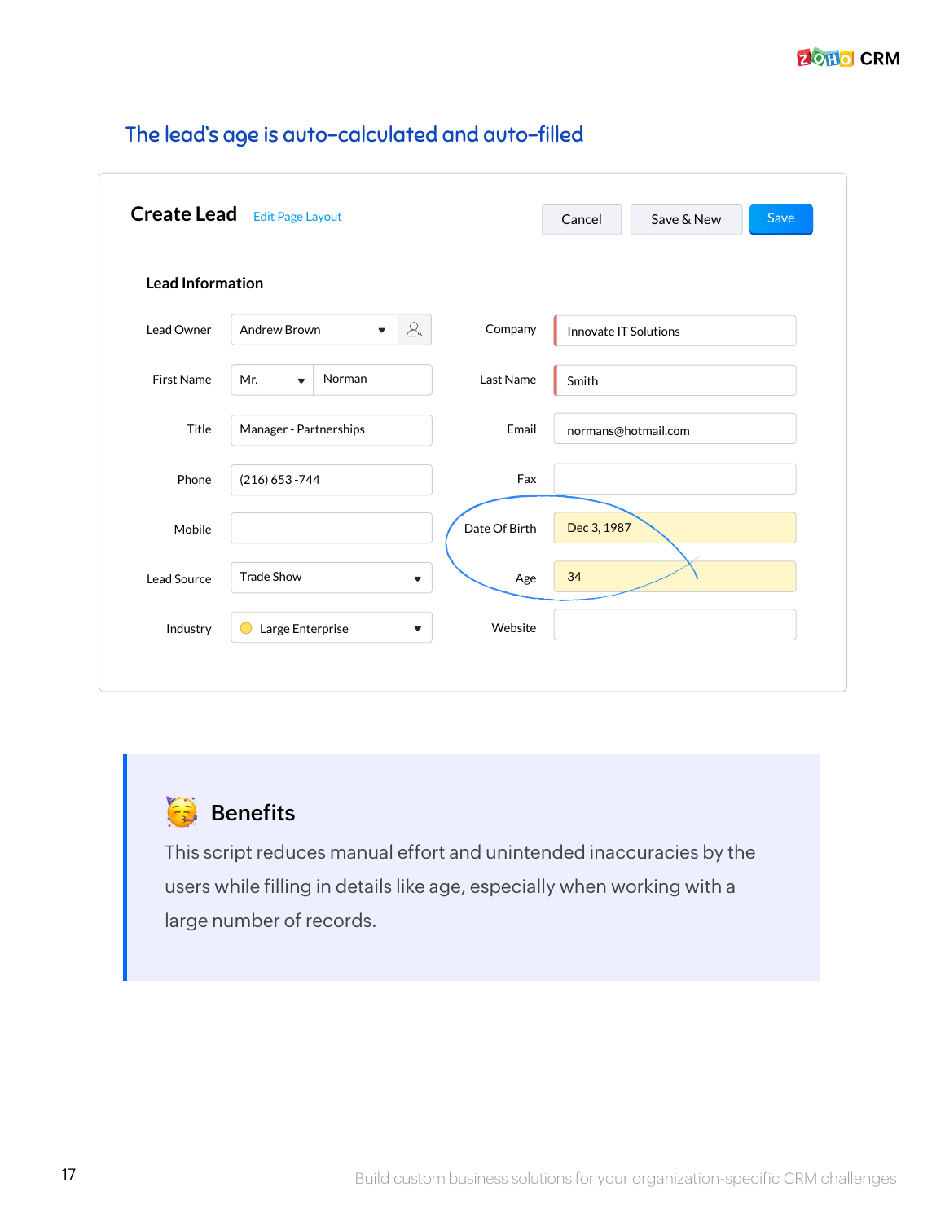## The lead's age is auto-calculated and auto-filled

**Create Lead** Edit Page Layout

Cancel | Save & New | Save

**Lead Information**

| | | | |
|---|---|---|---|
| Lead Owner | Andrew Brown | Company | Innovate IT Solutions |
| First Name | Mr. Norman | Last Name | Smith |
| Title | Manager - Partnerships | Email | normans@hotmail.com |
| Phone | (216) 653 -744 | Fax | |
| Mobile | | Date Of Birth | Dec 3, 1987 |
| Lead Source | Trade Show | Age | 34 |
| Industry | Large Enterprise | Website | |

### Benefits

This script reduces manual effort and unintended inaccuracies by the users while filling in details like age, especially when working with a large number of records.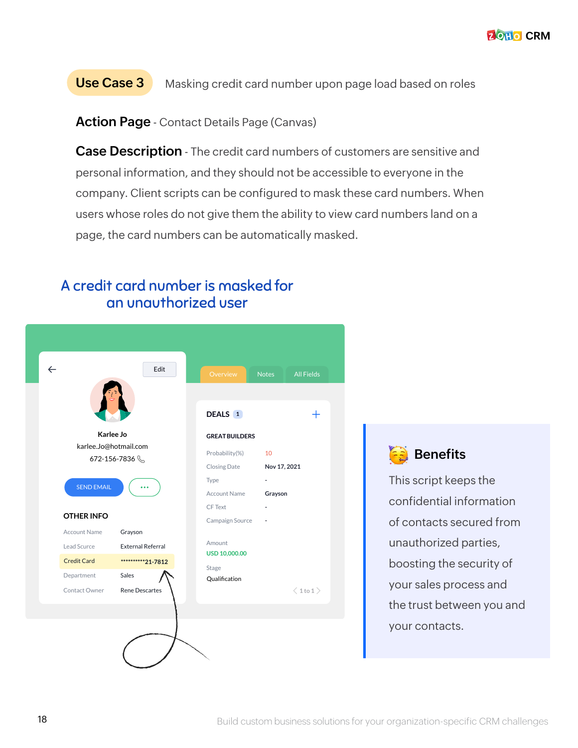## Use Case 3

Masking credit card number upon page load based on roles

**Action Page** - Contact Details Page (Canvas)

**Case Description** - The credit card numbers of customers are sensitive and personal information, and they should not be accessible to everyone in the company. Client scripts can be configured to mask these card numbers. When users whose roles do not give them the ability to view card numbers land on a page, the card numbers can be automatically masked.

A credit card number is masked for an unauthorized user

| | |
|---|---|
| Account Name | Grayson |
| Lead Scurce | External Referral |
| Credit Card | ***********21-7812 |
| Department | Sales |
| Contact Owner | Rene Descartes |

### Benefits

This script keeps the confidential information of contacts secured from unauthorized parties, boosting the security of your sales process and the trust between you and your contacts.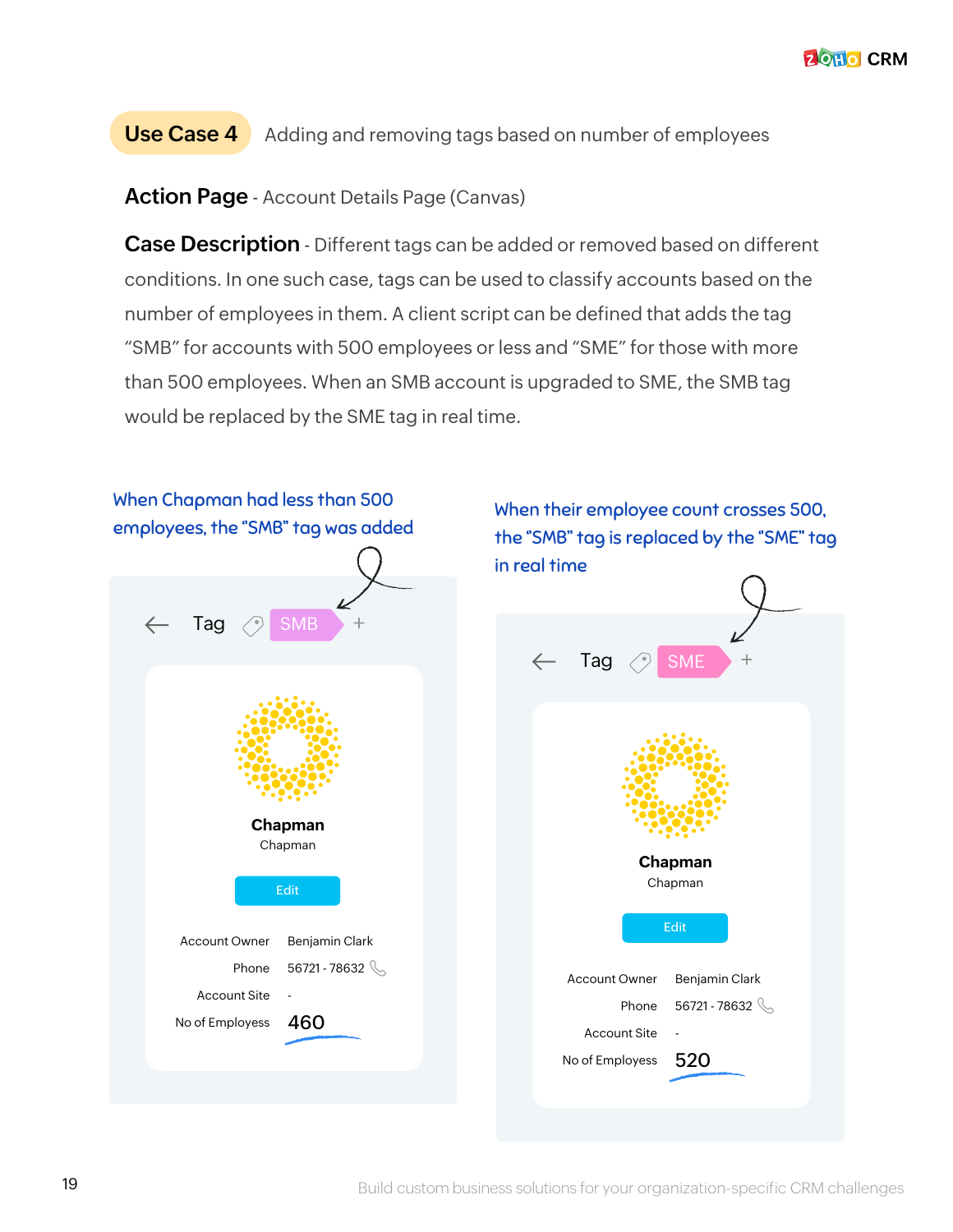## Use Case 4 Adding and removing tags based on number of employees

**Action Page** - Account Details Page (Canvas)

**Case Description** - Different tags can be added or removed based on different conditions. In one such case, tags can be used to classify accounts based on the number of employees in them. A client script can be defined that adds the tag "SMB" for accounts with 500 employees or less and "SME" for those with more than 500 employees. When an SMB account is upgraded to SME, the SMB tag would be replaced by the SME tag in real time.

When Chapman had less than 500 employees, the "SMB" tag was added

← Tag SMB +

**Chapman**
Chapman

Edit

| | |
|---|---|
| Account Owner | Benjamin Clark |
| Phone | 56721 - 78632 |
| Account Site | - |
| No of Employess | 460 |

When their employee count crosses 500, the "SMB" tag is replaced by the "SME" tag in real time

← Tag SME +

**Chapman**
Chapman

Edit

| | |
|---|---|
| Account Owner | Benjamin Clark |
| Phone | 56721 - 78632 |
| Account Site | - |
| No of Employess | 520 |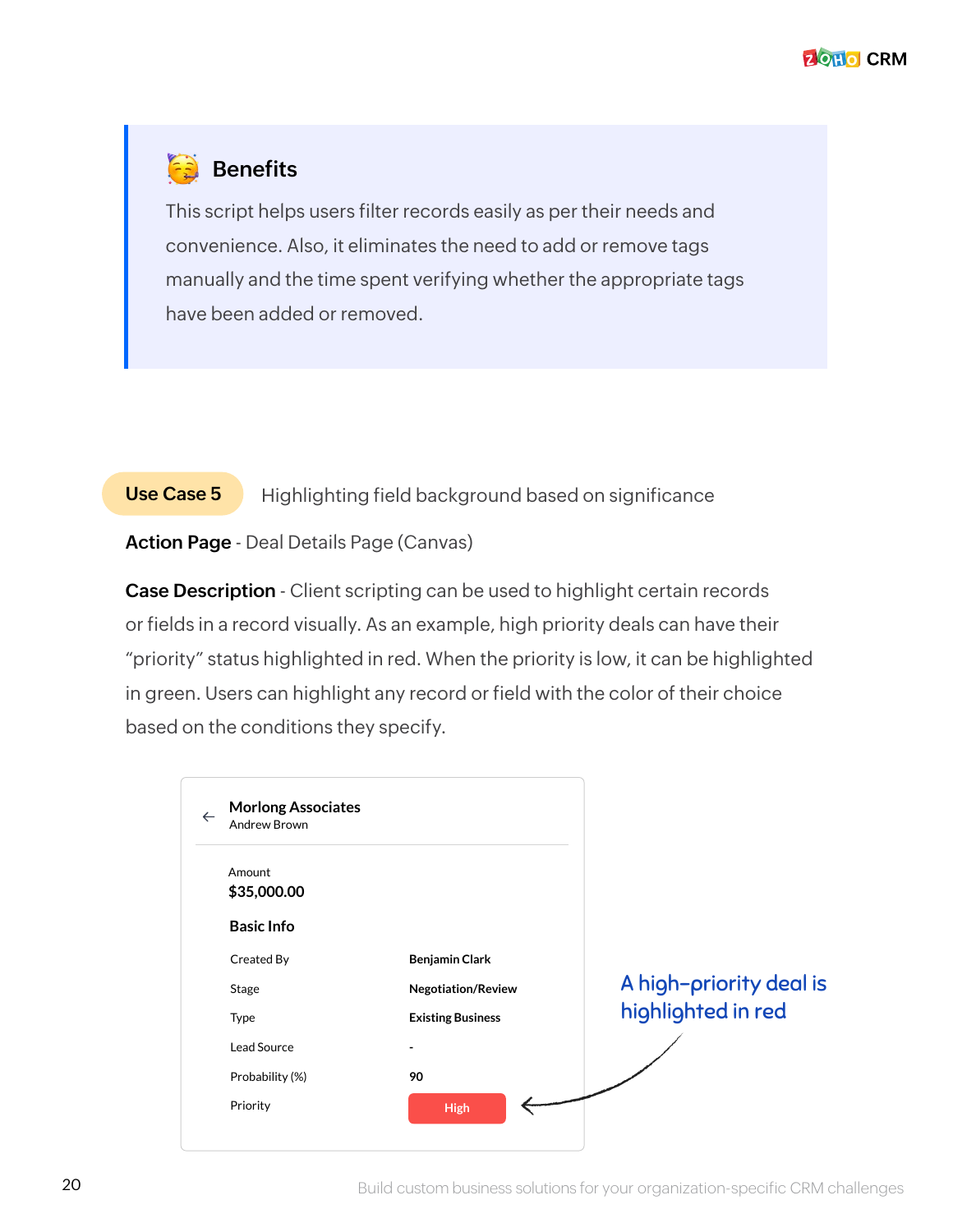### 🥳 Benefits

This script helps users filter records easily as per their needs and convenience. Also, it eliminates the need to add or remove tags manually and the time spent verifying whether the appropriate tags have been added or removed.

**Use Case 5** Highlighting field background based on significance

**Action Page** - Deal Details Page (Canvas)

**Case Description** - Client scripting can be used to highlight certain records or fields in a record visually. As an example, high priority deals can have their "priority" status highlighted in red. When the priority is low, it can be highlighted in green. Users can highlight any record or field with the color of their choice based on the conditions they specify.

**Morlong Associates**
Andrew Brown

Amount
**$35,000.00**

**Basic Info**

| | |
|---|---|
| Created By | **Benjamin Clark** |
| Stage | **Negotiation/Review** |
| Type | **Existing Business** |
| Lead Source | - |
| Probability (%) | **90** |
| Priority | **High** |

A high-priority deal is highlighted in red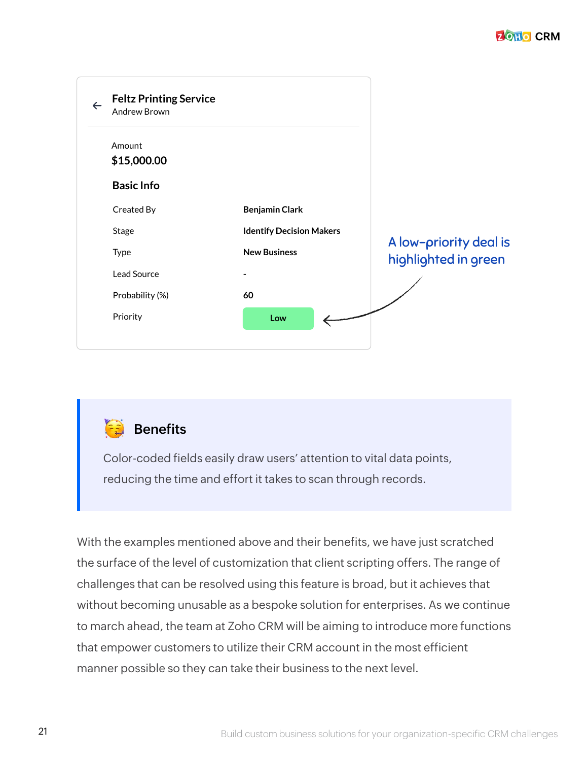**Feltz Printing Service**
Andrew Brown

Amount
**$15,000.00**

**Basic Info**

| Field | Value |
|---|---|
| Created By | **Benjamin Clark** |
| Stage | **Identify Decision Makers** |
| Type | **New Business** |
| Lead Source | - |
| Probability (%) | **60** |
| Priority | **Low** |

A low-priority deal is highlighted in green

### Benefits

Color-coded fields easily draw users' attention to vital data points, reducing the time and effort it takes to scan through records.

With the examples mentioned above and their benefits, we have just scratched the surface of the level of customization that client scripting offers. The range of challenges that can be resolved using this feature is broad, but it achieves that without becoming unusable as a bespoke solution for enterprises. As we continue to march ahead, the team at Zoho CRM will be aiming to introduce more functions that empower customers to utilize their CRM account in the most efficient manner possible so they can take their business to the next level.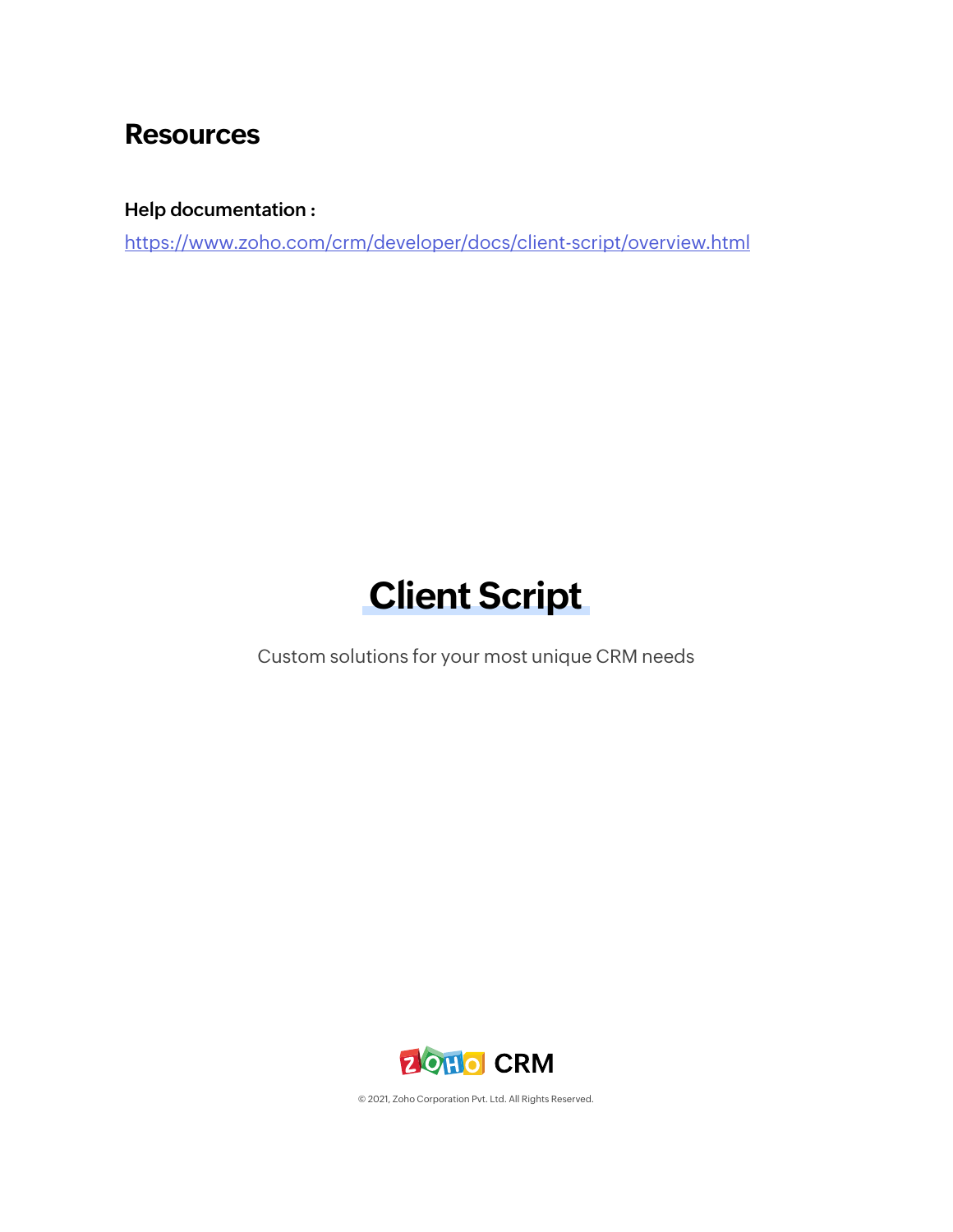## Resources

**Help documentation :**

https://www.zoho.com/crm/developer/docs/client-script/overview.html

# Client Script

Custom solutions for your most unique CRM needs

ZOHO CRM

© 2021, Zoho Corporation Pvt. Ltd. All Rights Reserved.